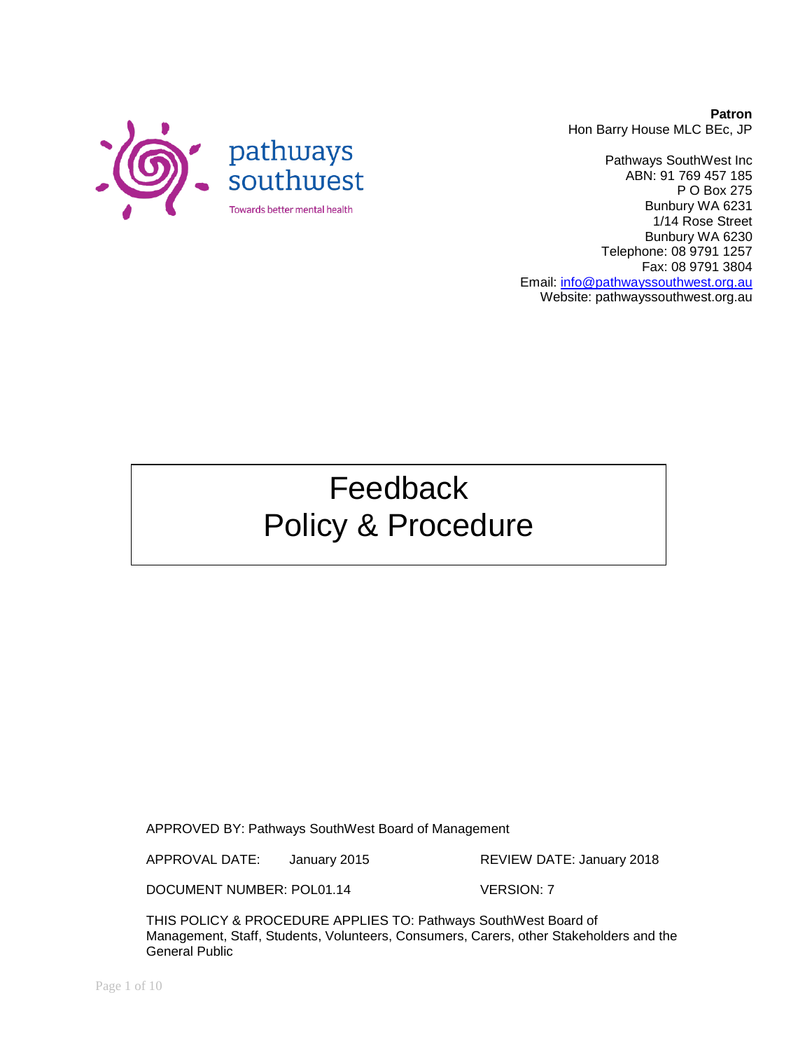pathways southwest

Towards better mental health

**Patron**
Hon Barry House MLC BEc, JP

Pathways SouthWest Inc
ABN: 91 769 457 185
P O Box 275
Bunbury WA 6231
1/14 Rose Street
Bunbury WA 6230
Telephone: 08 9791 1257
Fax: 08 9791 3804
Email: info@pathwayssouthwest.org.au
Website: pathwayssouthwest.org.au

# Feedback Policy & Procedure

APPROVED BY: Pathways SouthWest Board of Management

APPROVAL DATE: January 2015 REVIEW DATE: January 2018

DOCUMENT NUMBER: POL01.14 VERSION: 7

THIS POLICY & PROCEDURE APPLIES TO: Pathways SouthWest Board of Management, Staff, Students, Volunteers, Consumers, Carers, other Stakeholders and the General Public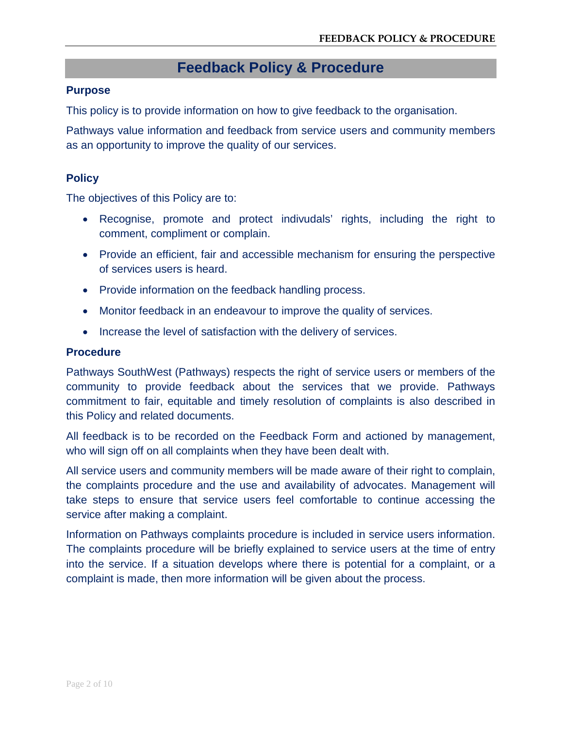# Feedback Policy & Procedure

## Purpose

This policy is to provide information on how to give feedback to the organisation.

Pathways value information and feedback from service users and community members as an opportunity to improve the quality of our services.

## Policy

The objectives of this Policy are to:

- Recognise, promote and protect indivudals' rights, including the right to comment, compliment or complain.
- Provide an efficient, fair and accessible mechanism for ensuring the perspective of services users is heard.
- Provide information on the feedback handling process.
- Monitor feedback in an endeavour to improve the quality of services.
- Increase the level of satisfaction with the delivery of services.

## Procedure

Pathways SouthWest (Pathways) respects the right of service users or members of the community to provide feedback about the services that we provide. Pathways commitment to fair, equitable and timely resolution of complaints is also described in this Policy and related documents.

All feedback is to be recorded on the Feedback Form and actioned by management, who will sign off on all complaints when they have been dealt with.

All service users and community members will be made aware of their right to complain, the complaints procedure and the use and availability of advocates. Management will take steps to ensure that service users feel comfortable to continue accessing the service after making a complaint.

Information on Pathways complaints procedure is included in service users information. The complaints procedure will be briefly explained to service users at the time of entry into the service. If a situation develops where there is potential for a complaint, or a complaint is made, then more information will be given about the process.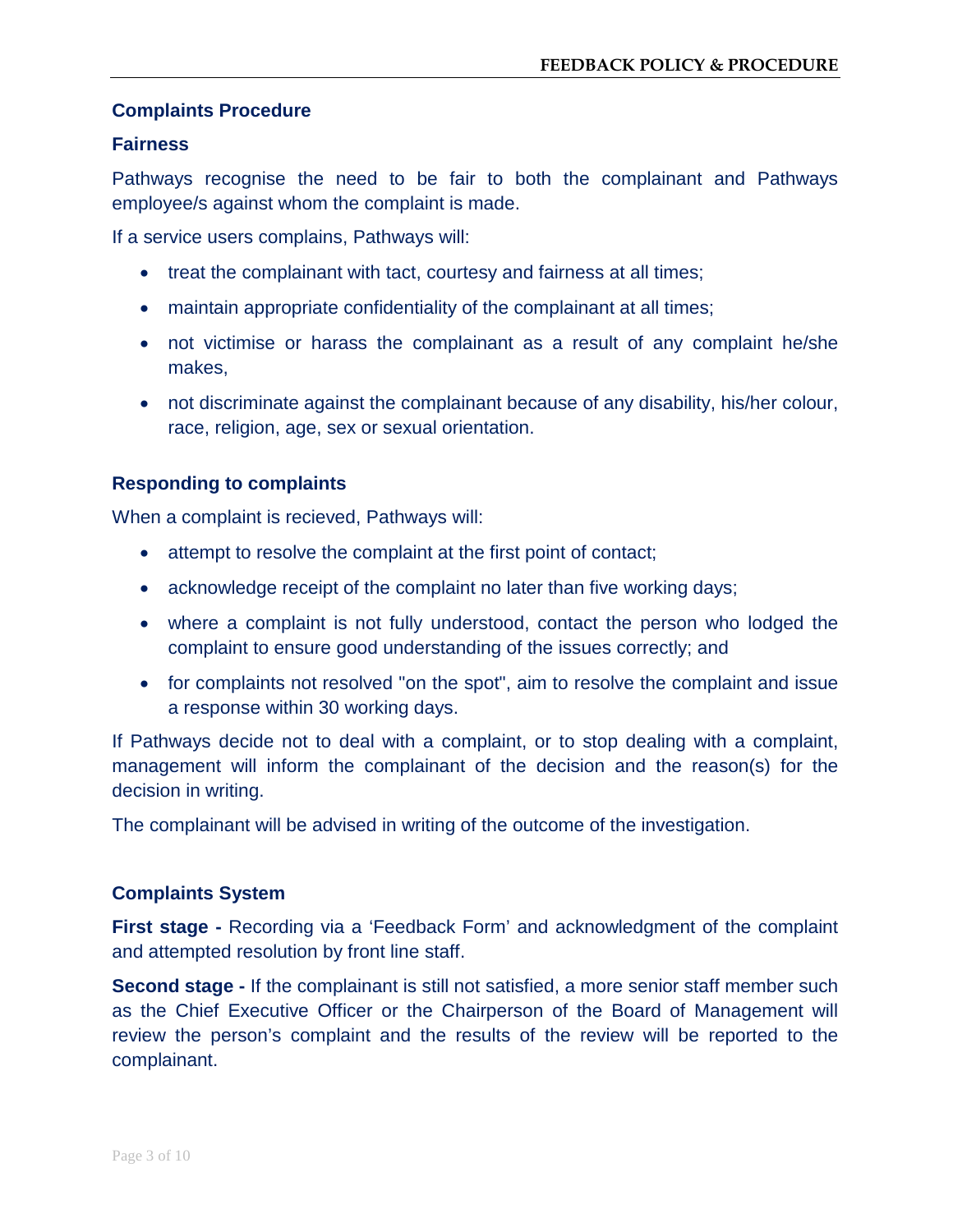## Complaints Procedure

### Fairness

Pathways recognise the need to be fair to both the complainant and Pathways employee/s against whom the complaint is made.

If a service users complains, Pathways will:

- treat the complainant with tact, courtesy and fairness at all times;
- maintain appropriate confidentiality of the complainant at all times;
- not victimise or harass the complainant as a result of any complaint he/she makes,
- not discriminate against the complainant because of any disability, his/her colour, race, religion, age, sex or sexual orientation.

### Responding to complaints

When a complaint is recieved, Pathways will:

- attempt to resolve the complaint at the first point of contact;
- acknowledge receipt of the complaint no later than five working days;
- where a complaint is not fully understood, contact the person who lodged the complaint to ensure good understanding of the issues correctly; and
- for complaints not resolved "on the spot", aim to resolve the complaint and issue a response within 30 working days.

If Pathways decide not to deal with a complaint, or to stop dealing with a complaint, management will inform the complainant of the decision and the reason(s) for the decision in writing.

The complainant will be advised in writing of the outcome of the investigation.

### Complaints System

**First stage -** Recording via a 'Feedback Form' and acknowledgment of the complaint and attempted resolution by front line staff.

**Second stage -** If the complainant is still not satisfied, a more senior staff member such as the Chief Executive Officer or the Chairperson of the Board of Management will review the person's complaint and the results of the review will be reported to the complainant.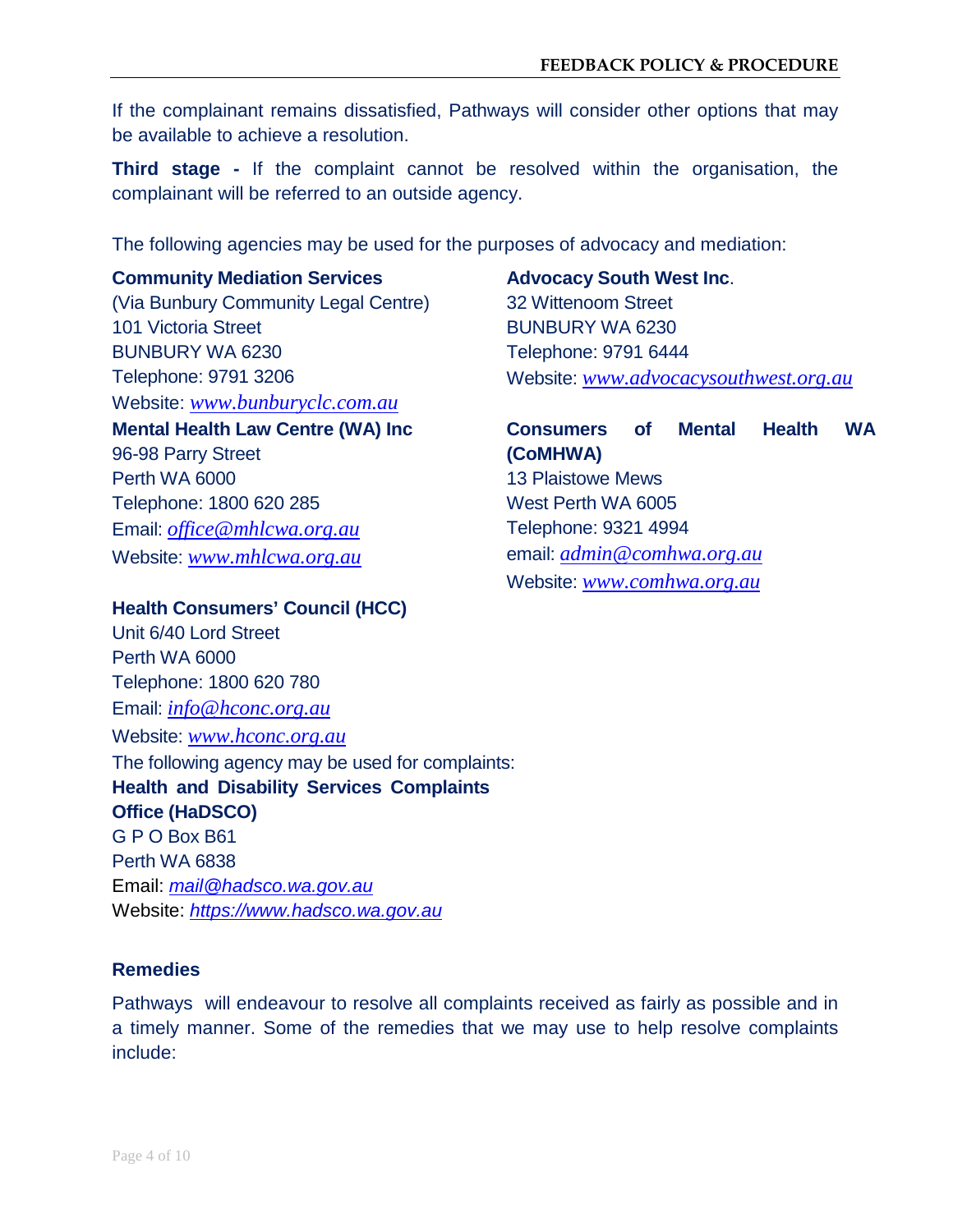If the complainant remains dissatisfied, Pathways will consider other options that may be available to achieve a resolution.

**Third stage -** If the complaint cannot be resolved within the organisation, the complainant will be referred to an outside agency.

The following agencies may be used for the purposes of advocacy and mediation:

**Community Mediation Services**
(Via Bunbury Community Legal Centre)
101 Victoria Street
BUNBURY WA 6230
Telephone: 9791 3206
Website: *www.bunburyclc.com.au*

**Advocacy South West Inc**.
32 Wittenoom Street
BUNBURY WA 6230
Telephone: 9791 6444
Website: *www.advocacysouthwest.org.au*

**Mental Health Law Centre (WA) Inc**
96-98 Parry Street
Perth WA 6000
Telephone: 1800 620 285
Email: *office@mhlcwa.org.au*
Website: *www.mhlcwa.org.au*

**Consumers of Mental Health WA (CoMHWA)**
13 Plaistowe Mews
West Perth WA 6005
Telephone: 9321 4994
email: *admin@comhwa.org.au*
Website: *www.comhwa.org.au*

**Health Consumers' Council (HCC)**
Unit 6/40 Lord Street
Perth WA 6000
Telephone: 1800 620 780
Email: *info@hconc.org.au*
Website: *www.hconc.org.au*

The following agency may be used for complaints:

**Health and Disability Services Complaints Office (HaDSCO)**
G P O Box B61
Perth WA 6838
Email: *mail@hadsco.wa.gov.au*
Website: *https://www.hadsco.wa.gov.au*

**Remedies**

Pathways will endeavour to resolve all complaints received as fairly as possible and in a timely manner. Some of the remedies that we may use to help resolve complaints include: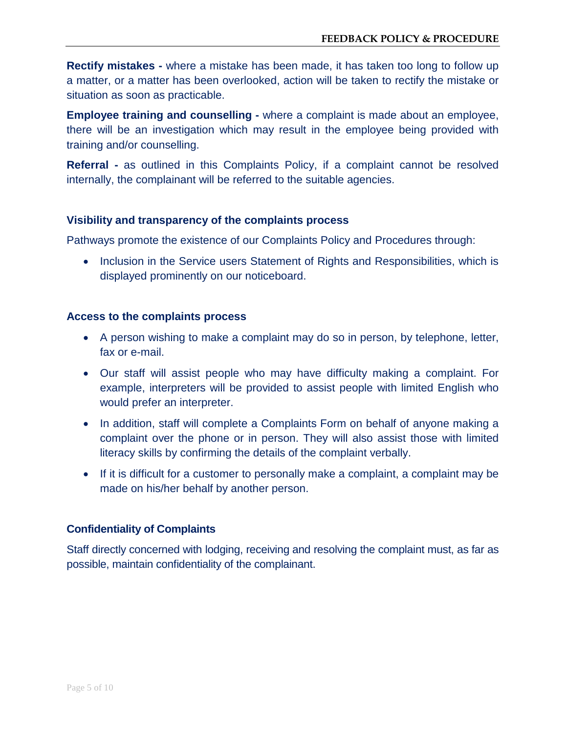**Rectify mistakes -** where a mistake has been made, it has taken too long to follow up a matter, or a matter has been overlooked, action will be taken to rectify the mistake or situation as soon as practicable.

**Employee training and counselling -** where a complaint is made about an employee, there will be an investigation which may result in the employee being provided with training and/or counselling.

**Referral -** as outlined in this Complaints Policy, if a complaint cannot be resolved internally, the complainant will be referred to the suitable agencies.

### Visibility and transparency of the complaints process

Pathways promote the existence of our Complaints Policy and Procedures through:

- Inclusion in the Service users Statement of Rights and Responsibilities, which is displayed prominently on our noticeboard.

### Access to the complaints process

- A person wishing to make a complaint may do so in person, by telephone, letter, fax or e-mail.
- Our staff will assist people who may have difficulty making a complaint. For example, interpreters will be provided to assist people with limited English who would prefer an interpreter.
- In addition, staff will complete a Complaints Form on behalf of anyone making a complaint over the phone or in person. They will also assist those with limited literacy skills by confirming the details of the complaint verbally.
- If it is difficult for a customer to personally make a complaint, a complaint may be made on his/her behalf by another person.

### Confidentiality of Complaints

Staff directly concerned with lodging, receiving and resolving the complaint must, as far as possible, maintain confidentiality of the complainant.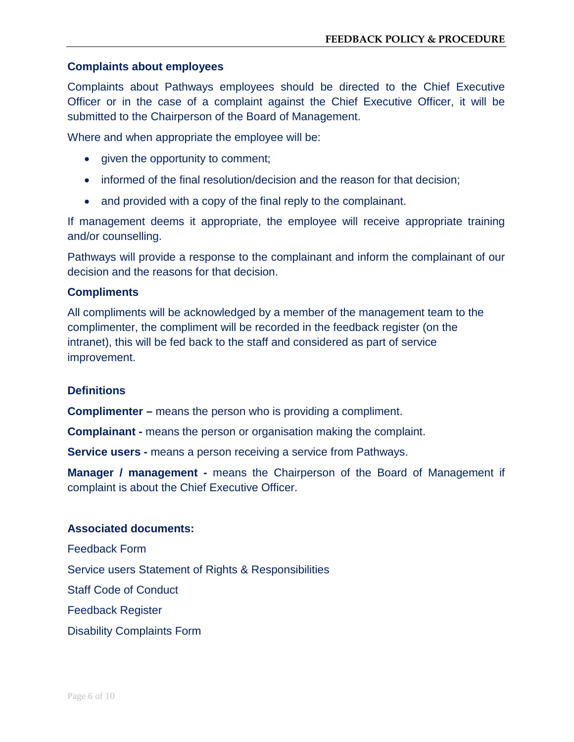### Complaints about employees

Complaints about Pathways employees should be directed to the Chief Executive Officer or in the case of a complaint against the Chief Executive Officer, it will be submitted to the Chairperson of the Board of Management.

Where and when appropriate the employee will be:

- given the opportunity to comment;
- informed of the final resolution/decision and the reason for that decision;
- and provided with a copy of the final reply to the complainant.

If management deems it appropriate, the employee will receive appropriate training and/or counselling.

Pathways will provide a response to the complainant and inform the complainant of our decision and the reasons for that decision.

### Compliments

All compliments will be acknowledged by a member of the management team to the complimenter, the compliment will be recorded in the feedback register (on the intranet), this will be fed back to the staff and considered as part of service improvement.

### Definitions

**Complimenter –** means the person who is providing a compliment.

**Complainant -** means the person or organisation making the complaint.

**Service users -** means a person receiving a service from Pathways.

**Manager / management -** means the Chairperson of the Board of Management if complaint is about the Chief Executive Officer.

### Associated documents:

Feedback Form

Service users Statement of Rights & Responsibilities

Staff Code of Conduct

Feedback Register

Disability Complaints Form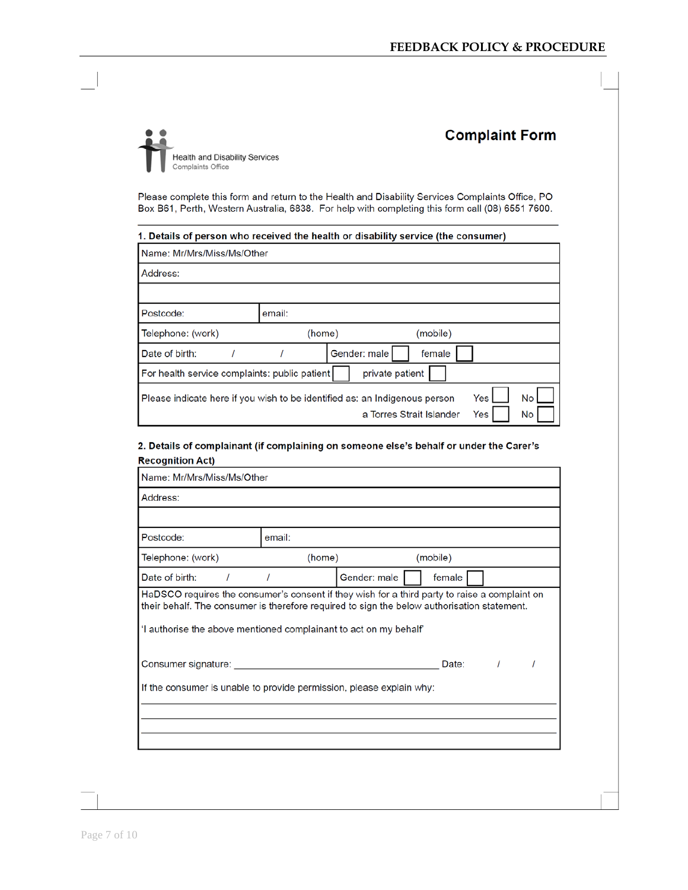Health and Disability Services Complaints Office

# Complaint Form

Please complete this form and return to the Health and Disability Services Complaints Office, PO Box B61, Perth, Western Australia, 6838. For help with completing this form call (08) 6551 7600.

**1. Details of person who received the health or disability service (the consumer)**

| | | | |
|---|---|---|---|
| Name: Mr/Mrs/Miss/Ms/Other | | | |
| Address: | | | |
| | | | |
| Postcode: | email: | | |
| Telephone: (work) | (home) | (mobile) | |
| Date of birth: / / | | Gender: male ☐ female ☐ | |
| For health service complaints: public patient ☐ private patient ☐ | | | |
| Please indicate here if you wish to be identified as: an Indigenous person | | Yes ☐ | No ☐ |
| a Torres Strait Islander | | Yes ☐ | No ☐ |

**2. Details of complainant (if complaining on someone else's behalf or under the Carer's Recognition Act)**

| | | |
|---|---|---|
| Name: Mr/Mrs/Miss/Ms/Other | | |
| Address: | | |
| | | |
| Postcode: | email: | |
| Telephone: (work) | (home) | (mobile) |
| Date of birth: / / | | Gender: male ☐ female ☐ |

HaDSCO requires the consumer's consent if they wish for a third party to raise a complaint on their behalf. The consumer is therefore required to sign the below authorisation statement.

'I authorise the above mentioned complainant to act on my behalf'

Consumer signature: ____________________________________ Date: / /

If the consumer is unable to provide permission, please explain why:

______________________________________________________________________

______________________________________________________________________

______________________________________________________________________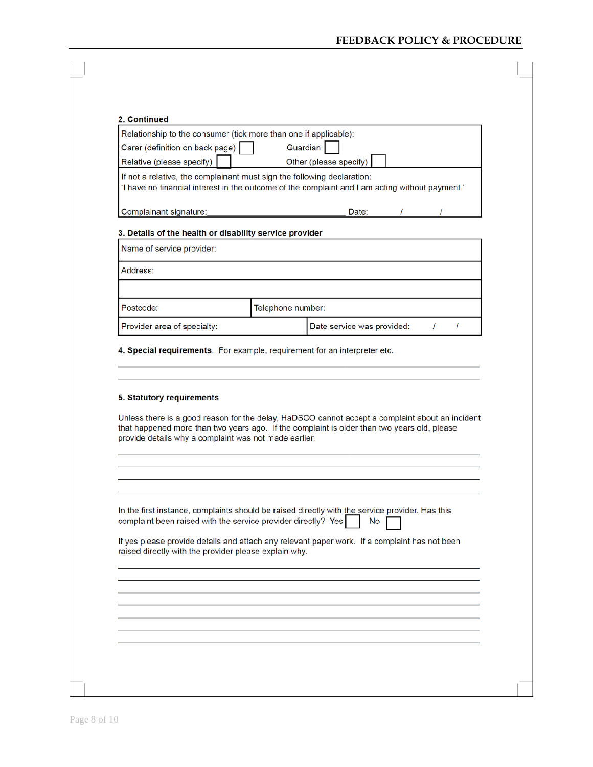**2. Continued**

| Relationship to the consumer (tick more than one if applicable): | |
| --- | --- |
| Carer (definition on back page) ☐ | Guardian ☐ |
| Relative (please specify) ☐ | Other (please specify) ☐ |
| If not a relative, the complainant must sign the following declaration: 'I have no financial interest in the outcome of the complaint and I am acting without payment.' | |
| Complainant signature:______________________________ | Date: / / |

**3. Details of the health or disability service provider**

| Name of service provider: | |
| --- | --- |
| Address: | |
| | |
| Postcode: | Telephone number: |
| Provider area of specialty: | Date service was provided: / / |

**4. Special requirements**. For example, requirement for an interpreter etc.

______________________________________________________________________

______________________________________________________________________

**5. Statutory requirements**

Unless there is a good reason for the delay, HaDSCO cannot accept a complaint about an incident that happened more than two years ago. If the complaint is older than two years old, please provide details why a complaint was not made earlier.

______________________________________________________________________

______________________________________________________________________

______________________________________________________________________

______________________________________________________________________

In the first instance, complaints should be raised directly with the service provider. Has this complaint been raised with the service provider directly? Yes ☐ No ☐

If yes please provide details and attach any relevant paper work. If a complaint has not been raised directly with the provider please explain why.

______________________________________________________________________

______________________________________________________________________

______________________________________________________________________

______________________________________________________________________

______________________________________________________________________

______________________________________________________________________

______________________________________________________________________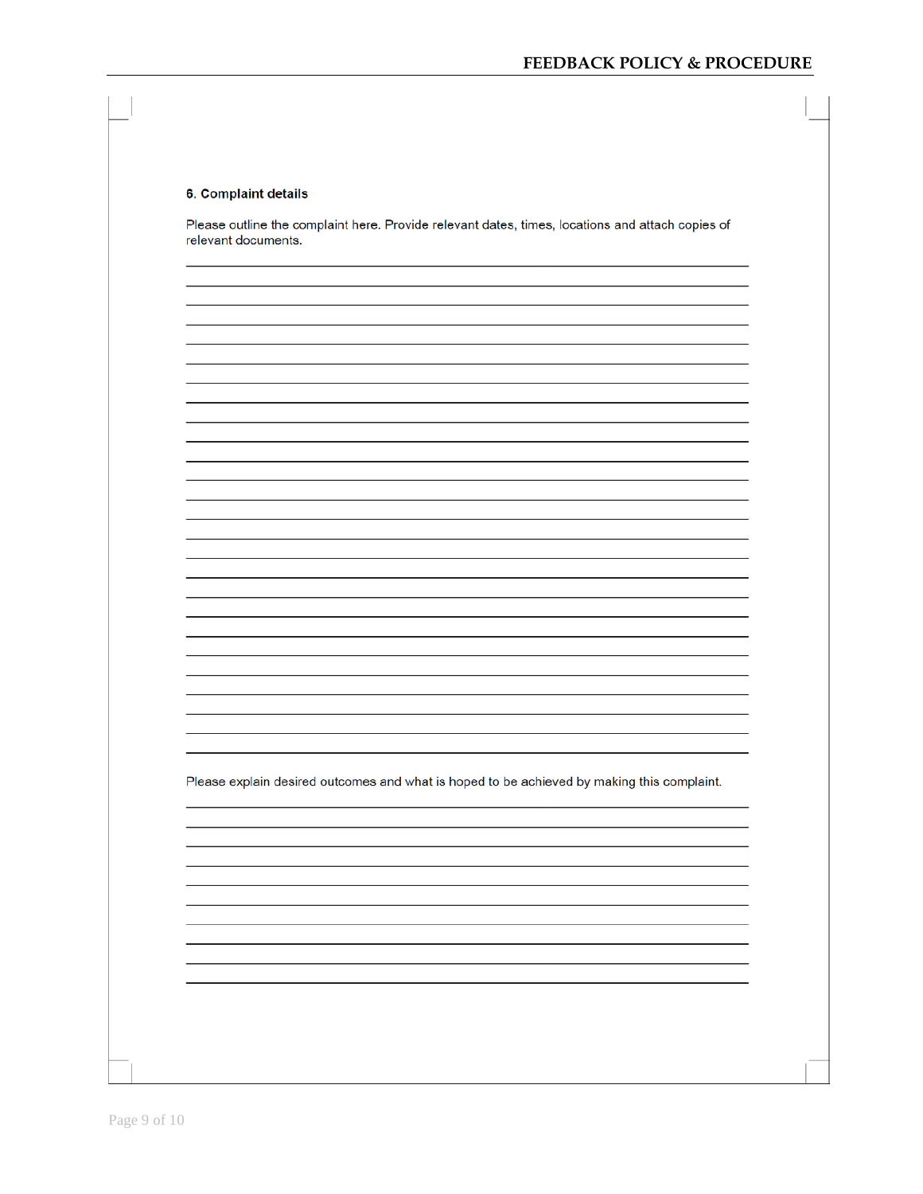### 6. Complaint details

Please outline the complaint here. Provide relevant dates, times, locations and attach copies of relevant documents.

_______________________________________________________________________________

_______________________________________________________________________________

_______________________________________________________________________________

_______________________________________________________________________________

_______________________________________________________________________________

_______________________________________________________________________________

_______________________________________________________________________________

_______________________________________________________________________________

_______________________________________________________________________________

_______________________________________________________________________________

_______________________________________________________________________________

_______________________________________________________________________________

_______________________________________________________________________________

_______________________________________________________________________________

_______________________________________________________________________________

_______________________________________________________________________________

_______________________________________________________________________________

_______________________________________________________________________________

_______________________________________________________________________________

_______________________________________________________________________________

_______________________________________________________________________________

_______________________________________________________________________________

_______________________________________________________________________________

_______________________________________________________________________________

_______________________________________________________________________________

Please explain desired outcomes and what is hoped to be achieved by making this complaint.

_______________________________________________________________________________

_______________________________________________________________________________

_______________________________________________________________________________

_______________________________________________________________________________

_______________________________________________________________________________

_______________________________________________________________________________

_______________________________________________________________________________

_______________________________________________________________________________

_______________________________________________________________________________

_______________________________________________________________________________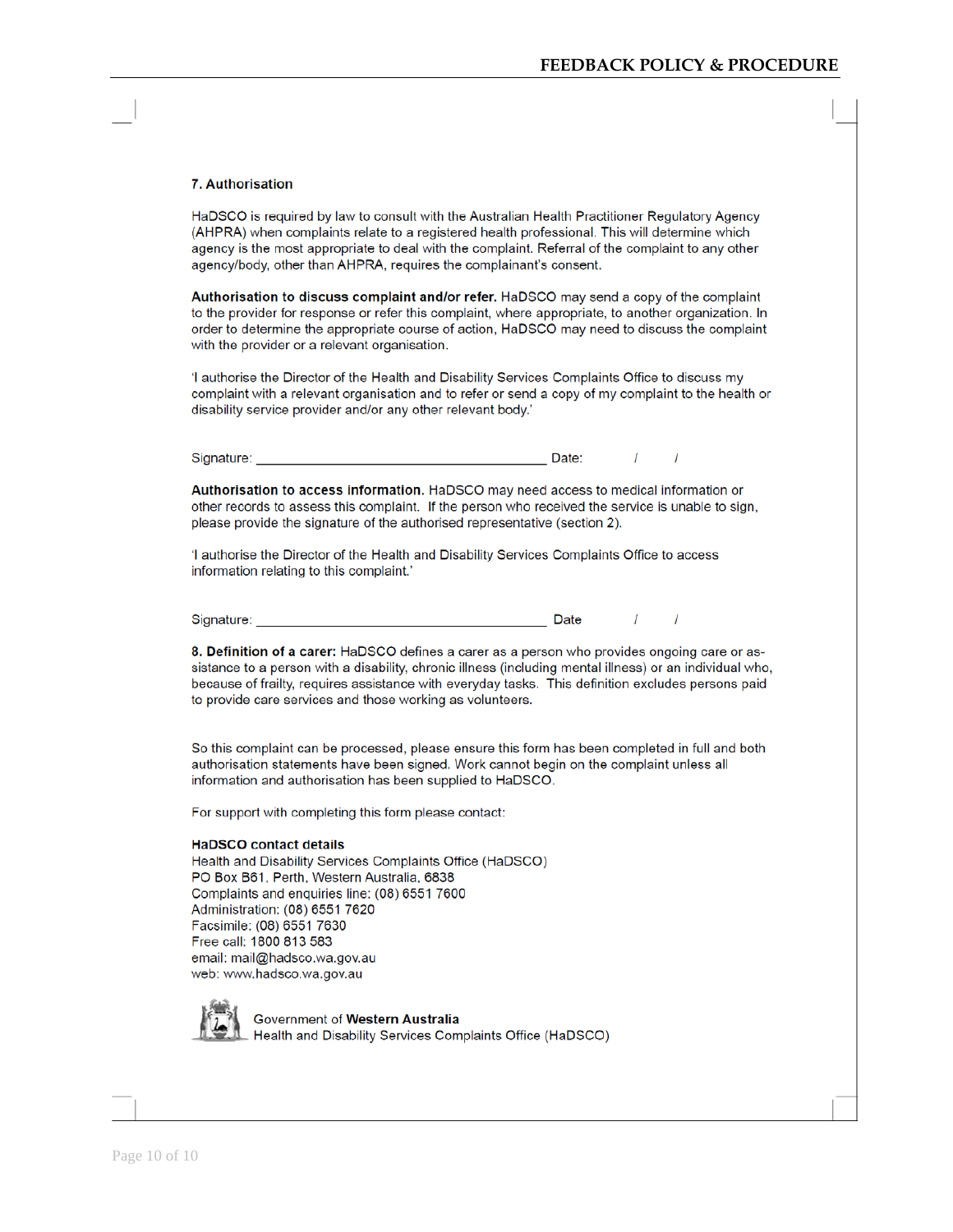### 7. Authorisation

HaDSCO is required by law to consult with the Australian Health Practitioner Regulatory Agency (AHPRA) when complaints relate to a registered health professional. This will determine which agency is the most appropriate to deal with the complaint. Referral of the complaint to any other agency/body, other than AHPRA, requires the complainant's consent.

**Authorisation to discuss complaint and/or refer.** HaDSCO may send a copy of the complaint to the provider for response or refer this complaint, where appropriate, to another organization. In order to determine the appropriate course of action, HaDSCO may need to discuss the complaint with the provider or a relevant organisation.

'I authorise the Director of the Health and Disability Services Complaints Office to discuss my complaint with a relevant organisation and to refer or send a copy of my complaint to the health or disability service provider and/or any other relevant body.'

Signature: ________________________________________ Date: &nbsp;&nbsp;&nbsp;&nbsp; / &nbsp;&nbsp;&nbsp;&nbsp; /

**Authorisation to access information.** HaDSCO may need access to medical information or other records to assess this complaint. If the person who received the service is unable to sign, please provide the signature of the authorised representative (section 2).

'I authorise the Director of the Health and Disability Services Complaints Office to access information relating to this complaint.'

Signature: ________________________________________ Date &nbsp;&nbsp;&nbsp;&nbsp; / &nbsp;&nbsp;&nbsp;&nbsp; /

**8. Definition of a carer:** HaDSCO defines a carer as a person who provides ongoing care or assistance to a person with a disability, chronic illness (including mental illness) or an individual who, because of frailty, requires assistance with everyday tasks. This definition excludes persons paid to provide care services and those working as volunteers.

So this complaint can be processed, please ensure this form has been completed in full and both authorisation statements have been signed. Work cannot begin on the complaint unless all information and authorisation has been supplied to HaDSCO.

For support with completing this form please contact:

**HaDSCO contact details**
Health and Disability Services Complaints Office (HaDSCO)
PO Box B61, Perth, Western Australia, 6838
Complaints and enquiries line: (08) 6551 7600
Administration: (08) 6551 7620
Facsimile: (08) 6551 7630
Free call: 1800 813 583
email: mail@hadsco.wa.gov.au
web: www.hadsco.wa.gov.au

Government of **Western Australia**
Health and Disability Services Complaints Office (HaDSCO)